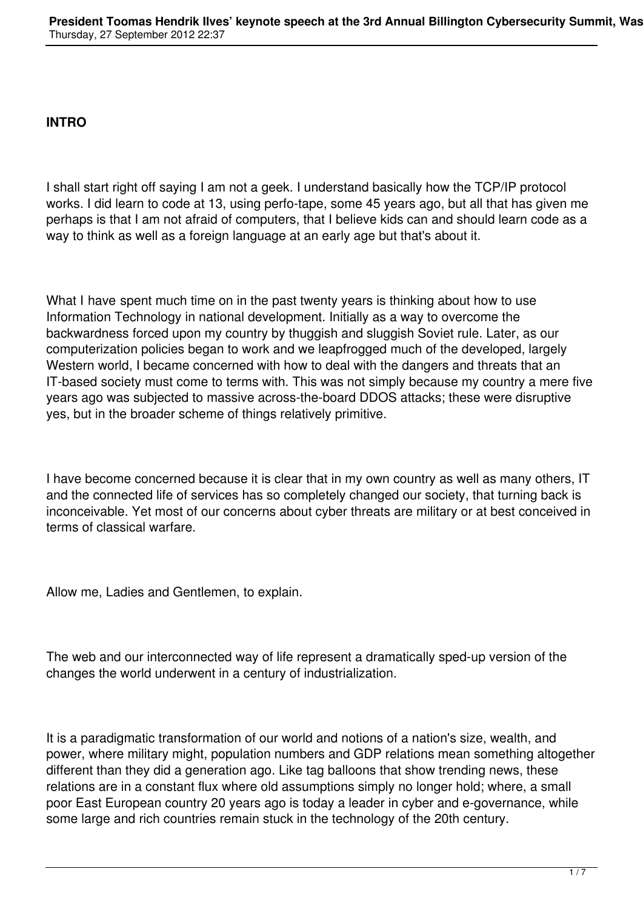**INTRO**

I shall start right off saying I am not a geek. I understand basically how the TCP/IP protocol works. I did learn to code at 13, using perfo-tape, some 45 years ago, but all that has given me perhaps is that I am not afraid of computers, that I believe kids can and should learn code as a way to think as well as a foreign language at an early age but that's about it.

What I have spent much time on in the past twenty years is thinking about how to use Information Technology in national development. Initially as a way to overcome the backwardness forced upon my country by thuggish and sluggish Soviet rule. Later, as our computerization policies began to work and we leapfrogged much of the developed, largely Western world, I became concerned with how to deal with the dangers and threats that an IT-based society must come to terms with. This was not simply because my country a mere five years ago was subjected to massive across-the-board DDOS attacks; these were disruptive yes, but in the broader scheme of things relatively primitive.

I have become concerned because it is clear that in my own country as well as many others, IT and the connected life of services has so completely changed our society, that turning back is inconceivable. Yet most of our concerns about cyber threats are military or at best conceived in terms of classical warfare.

Allow me, Ladies and Gentlemen, to explain.

The web and our interconnected way of life represent a dramatically sped-up version of the changes the world underwent in a century of industrialization.

It is a paradigmatic transformation of our world and notions of a nation's size, wealth, and power, where military might, population numbers and GDP relations mean something altogether different than they did a generation ago. Like tag balloons that show trending news, these relations are in a constant flux where old assumptions simply no longer hold; where, a small poor East European country 20 years ago is today a leader in cyber and e-governance, while some large and rich countries remain stuck in the technology of the 20th century.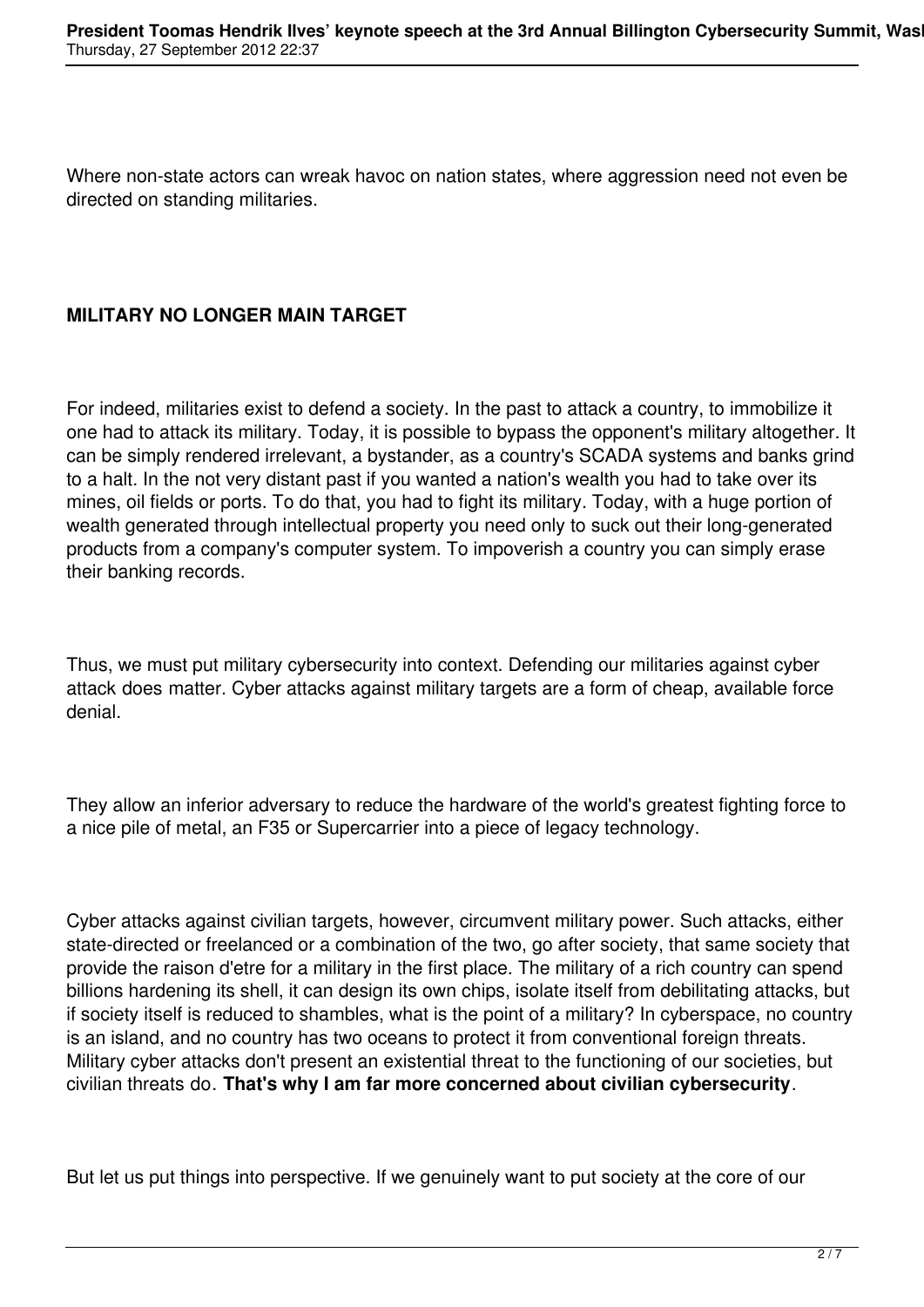Where non-state actors can wreak havoc on nation states, where aggression need not even be directed on standing militaries.

## MILITARY NO LONGER MAIN TARGET

For indeed, militaries exist to defend a society. In the past to attack a country, to immobilize it one had to attack its military. Today, it is possible to bypass the opponent's military altogether. It can be simply rendered irrelevant, a bystander, as a country's SCADA systems and banks grind to a halt. In the not very distant past if you wanted a nation's wealth you had to take over its mines, oil fields or ports. To do that, you had to fight its military. Today, with a huge portion of wealth generated through intellectual property you need only to suck out their long-generated products from a company's computer system. To impoverish a country you can simply erase their banking records.

Thus, we must put military cybersecurity into context. Defending our militaries against cyber attack does matter. Cyber attacks against military targets are a form of cheap, available force denial.

They allow an inferior adversary to reduce the hardware of the world's greatest fighting force to a nice pile of metal, an F35 or Supercarrier into a piece of legacy technology.

Cyber attacks against civilian targets, however, circumvent military power. Such attacks, either state-directed or freelanced or a combination of the two, go after society, that same society that provide the raison d'etre for a military in the first place. The military of a rich country can spend billions hardening its shell, it can design its own chips, isolate itself from debilitating attacks, but if society itself is reduced to shambles, what is the point of a military? In cyberspace, no country is an island, and no country has two oceans to protect it from conventional foreign threats. Military cyber attacks don't present an existential threat to the functioning of our societies, but civilian threats do. **That's why I am far more concerned about civilian cybersecurity**.

But let us put things into perspective. If we genuinely want to put society at the core of our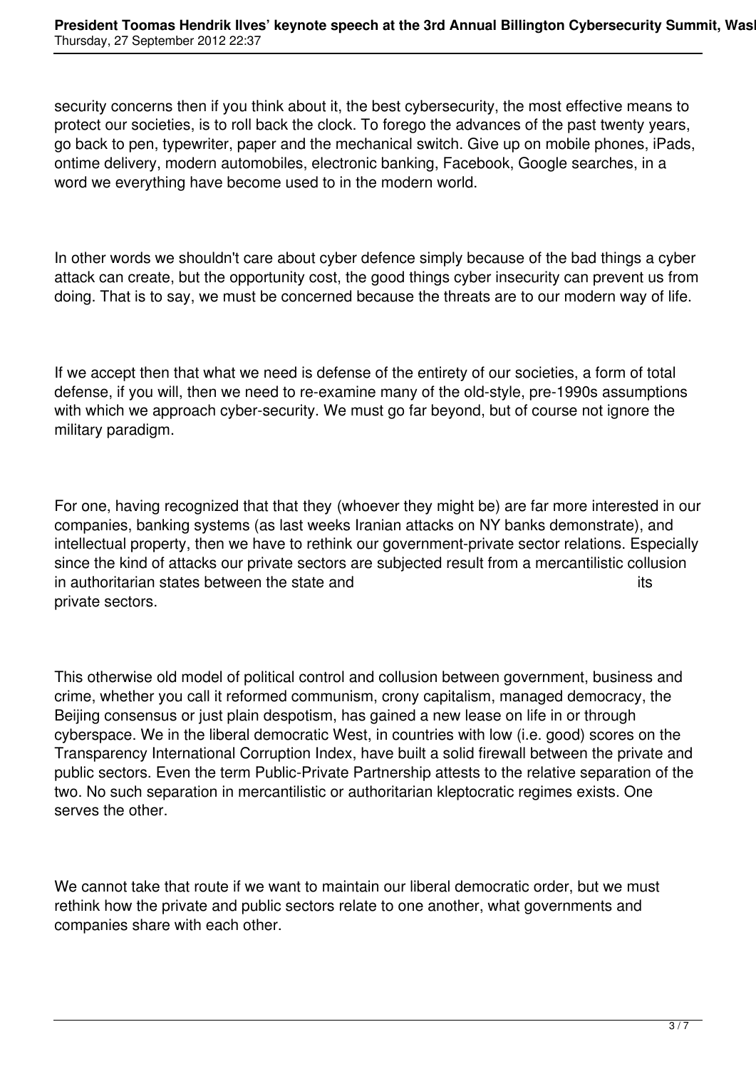security concerns then if you think about it, the best cybersecurity, the most effective means to protect our societies, is to roll back the clock. To forego the advances of the past twenty years, go back to pen, typewriter, paper and the mechanical switch. Give up on mobile phones, iPads, ontime delivery, modern automobiles, electronic banking, Facebook, Google searches, in a word we everything have become used to in the modern world.

In other words we shouldn't care about cyber defence simply because of the bad things a cyber attack can create, but the opportunity cost, the good things cyber insecurity can prevent us from doing. That is to say, we must be concerned because the threats are to our modern way of life.

If we accept then that what we need is defense of the entirety of our societies, a form of total defense, if you will, then we need to re-examine many of the old-style, pre-1990s assumptions with which we approach cyber-security. We must go far beyond, but of course not ignore the military paradigm.

For one, having recognized that that they (whoever they might be) are far more interested in our companies, banking systems (as last weeks Iranian attacks on NY banks demonstrate), and intellectual property, then we have to rethink our government-private sector relations. Especially since the kind of attacks our private sectors are subjected result from a mercantilistic collusion in authoritarian states between the state and its private sectors.

This otherwise old model of political control and collusion between government, business and crime, whether you call it reformed communism, crony capitalism, managed democracy, the Beijing consensus or just plain despotism, has gained a new lease on life in or through cyberspace. We in the liberal democratic West, in countries with low (i.e. good) scores on the Transparency International Corruption Index, have built a solid firewall between the private and public sectors. Even the term Public-Private Partnership attests to the relative separation of the two. No such separation in mercantilistic or authoritarian kleptocratic regimes exists. One serves the other.

We cannot take that route if we want to maintain our liberal democratic order, but we must rethink how the private and public sectors relate to one another, what governments and companies share with each other.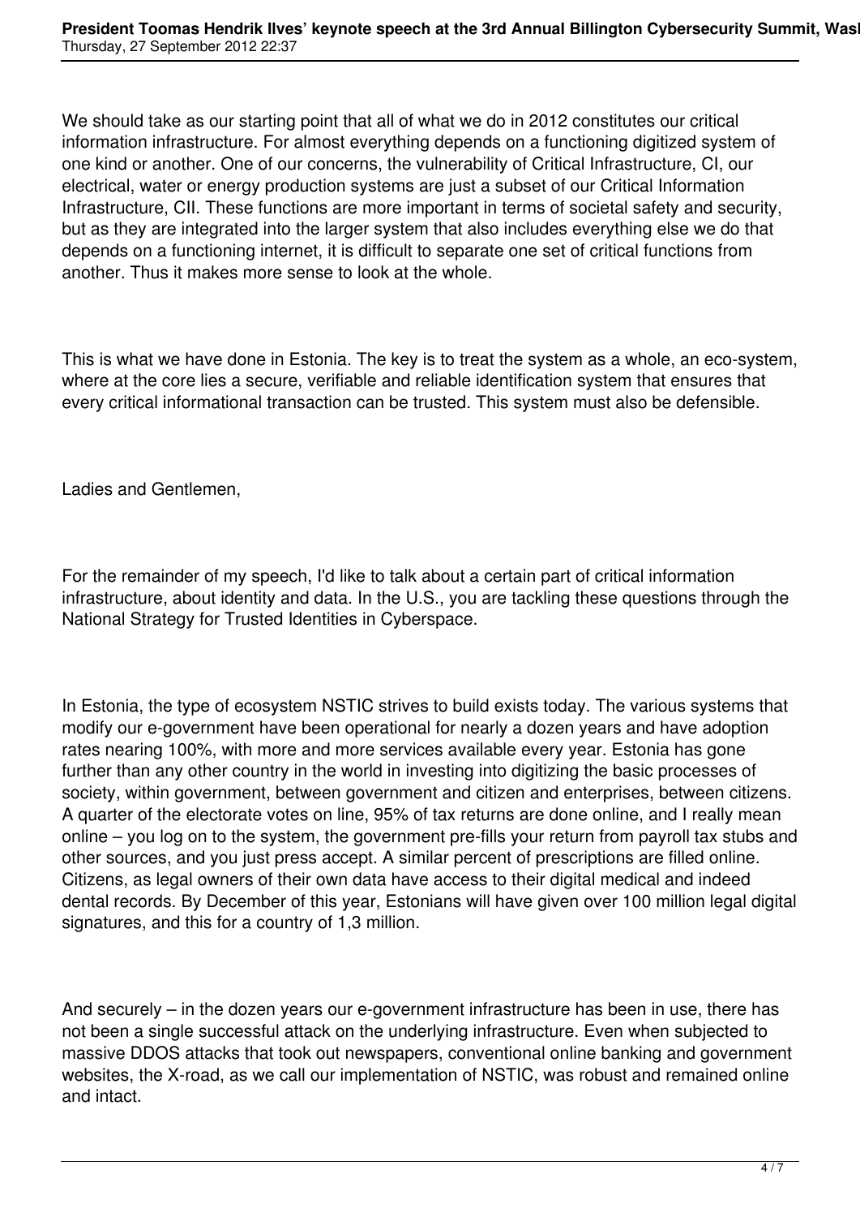We should take as our starting point that all of what we do in 2012 constitutes our critical information infrastructure. For almost everything depends on a functioning digitized system of one kind or another. One of our concerns, the vulnerability of Critical Infrastructure, CI, our electrical, water or energy production systems are just a subset of our Critical Information Infrastructure, CII. These functions are more important in terms of societal safety and security, but as they are integrated into the larger system that also includes everything else we do that depends on a functioning internet, it is difficult to separate one set of critical functions from another. Thus it makes more sense to look at the whole.

This is what we have done in Estonia. The key is to treat the system as a whole, an eco-system, where at the core lies a secure, verifiable and reliable identification system that ensures that every critical informational transaction can be trusted. This system must also be defensible.

Ladies and Gentlemen,

For the remainder of my speech, I'd like to talk about a certain part of critical information infrastructure, about identity and data. In the U.S., you are tackling these questions through the National Strategy for Trusted Identities in Cyberspace.

In Estonia, the type of ecosystem NSTIC strives to build exists today. The various systems that modify our e-government have been operational for nearly a dozen years and have adoption rates nearing 100%, with more and more services available every year. Estonia has gone further than any other country in the world in investing into digitizing the basic processes of society, within government, between government and citizen and enterprises, between citizens. A quarter of the electorate votes on line, 95% of tax returns are done online, and I really mean online – you log on to the system, the government pre-fills your return from payroll tax stubs and other sources, and you just press accept. A similar percent of prescriptions are filled online. Citizens, as legal owners of their own data have access to their digital medical and indeed dental records. By December of this year, Estonians will have given over 100 million legal digital signatures, and this for a country of 1,3 million.

And securely – in the dozen years our e-government infrastructure has been in use, there has not been a single successful attack on the underlying infrastructure. Even when subjected to massive DDOS attacks that took out newspapers, conventional online banking and government websites, the X-road, as we call our implementation of NSTIC, was robust and remained online and intact.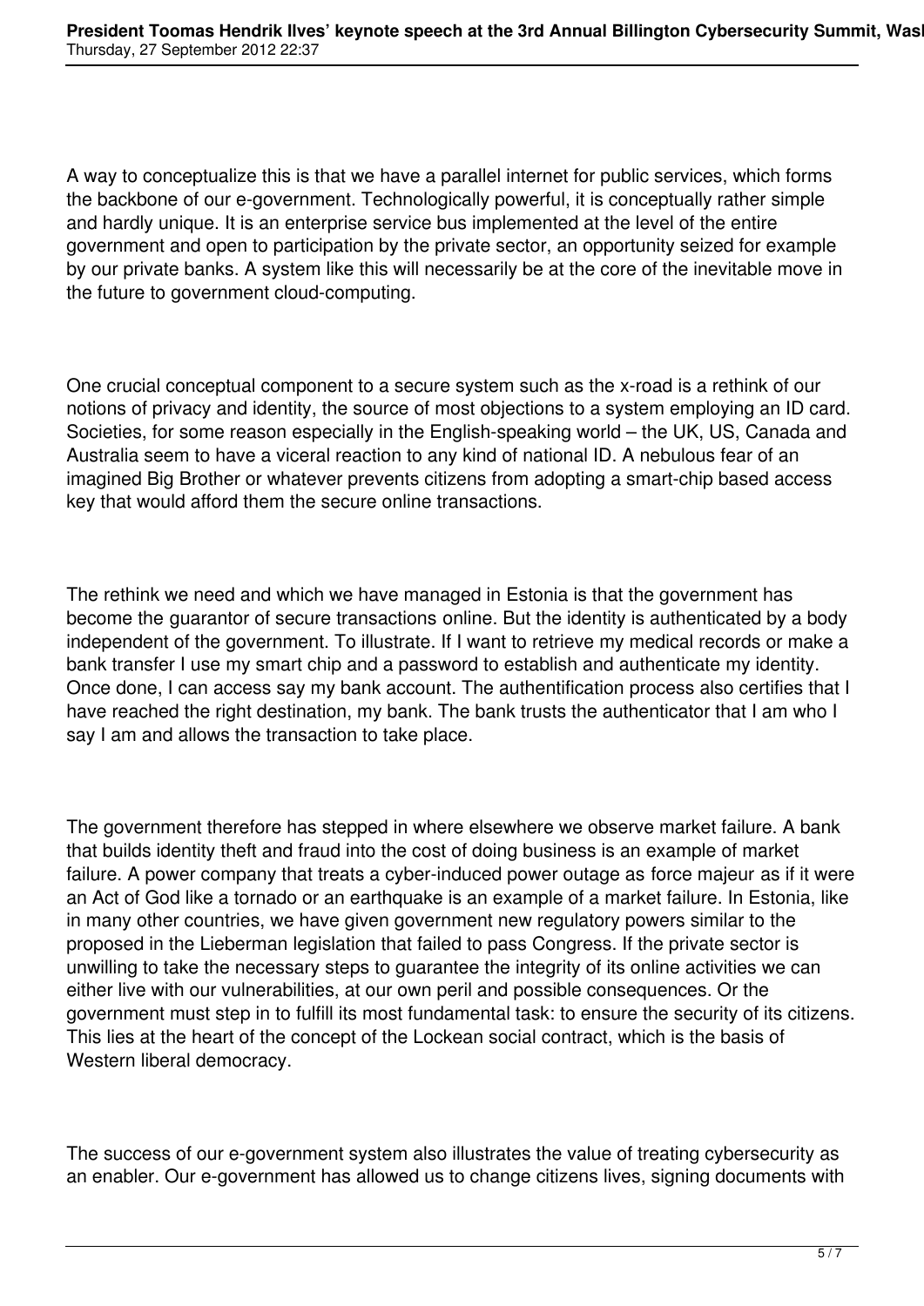A way to conceptualize this is that we have a parallel internet for public services, which forms the backbone of our e-government. Technologically powerful, it is conceptually rather simple and hardly unique. It is an enterprise service bus implemented at the level of the entire government and open to participation by the private sector, an opportunity seized for example by our private banks. A system like this will necessarily be at the core of the inevitable move in the future to government cloud-computing.

One crucial conceptual component to a secure system such as the x-road is a rethink of our notions of privacy and identity, the source of most objections to a system employing an ID card. Societies, for some reason especially in the English-speaking world – the UK, US, Canada and Australia seem to have a viceral reaction to any kind of national ID. A nebulous fear of an imagined Big Brother or whatever prevents citizens from adopting a smart-chip based access key that would afford them the secure online transactions.

The rethink we need and which we have managed in Estonia is that the government has become the guarantor of secure transactions online. But the identity is authenticated by a body independent of the government. To illustrate. If I want to retrieve my medical records or make a bank transfer I use my smart chip and a password to establish and authenticate my identity. Once done, I can access say my bank account. The authentification process also certifies that I have reached the right destination, my bank. The bank trusts the authenticator that I am who I say I am and allows the transaction to take place.

The government therefore has stepped in where elsewhere we observe market failure. A bank that builds identity theft and fraud into the cost of doing business is an example of market failure. A power company that treats a cyber-induced power outage as force majeur as if it were an Act of God like a tornado or an earthquake is an example of a market failure. In Estonia, like in many other countries, we have given government new regulatory powers similar to the proposed in the Lieberman legislation that failed to pass Congress. If the private sector is unwilling to take the necessary steps to guarantee the integrity of its online activities we can either live with our vulnerabilities, at our own peril and possible consequences. Or the government must step in to fulfill its most fundamental task: to ensure the security of its citizens. This lies at the heart of the concept of the Lockean social contract, which is the basis of Western liberal democracy.

The success of our e-government system also illustrates the value of treating cybersecurity as an enabler. Our e-government has allowed us to change citizens lives, signing documents with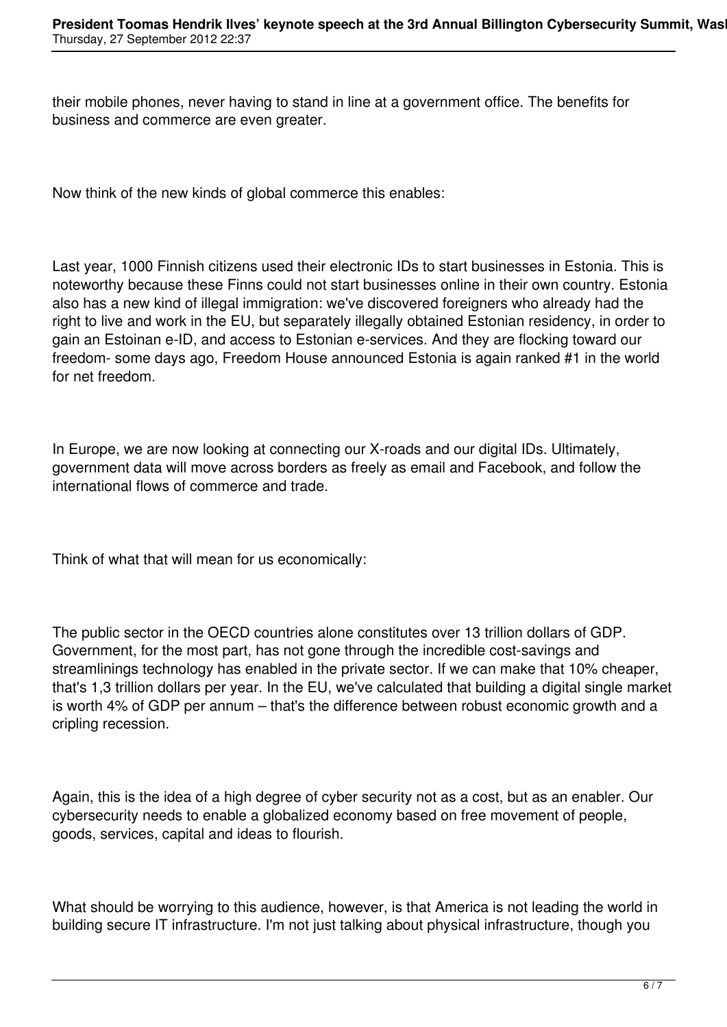their mobile phones, never having to stand in line at a government office. The benefits for business and commerce are even greater.

Now think of the new kinds of global commerce this enables:

Last year, 1000 Finnish citizens used their electronic IDs to start businesses in Estonia. This is noteworthy because these Finns could not start businesses online in their own country. Estonia also has a new kind of illegal immigration: we've discovered foreigners who already had the right to live and work in the EU, but separately illegally obtained Estonian residency, in order to gain an Estoinan e-ID, and access to Estonian e-services. And they are flocking toward our freedom- some days ago, Freedom House announced Estonia is again ranked #1 in the world for net freedom.

In Europe, we are now looking at connecting our X-roads and our digital IDs. Ultimately, government data will move across borders as freely as email and Facebook, and follow the international flows of commerce and trade.

Think of what that will mean for us economically:

The public sector in the OECD countries alone constitutes over 13 trillion dollars of GDP. Government, for the most part, has not gone through the incredible cost-savings and streamlinings technology has enabled in the private sector. If we can make that 10% cheaper, that's 1,3 trillion dollars per year. In the EU, we've calculated that building a digital single market is worth 4% of GDP per annum – that's the difference between robust economic growth and a cripling recession.

Again, this is the idea of a high degree of cyber security not as a cost, but as an enabler. Our cybersecurity needs to enable a globalized economy based on free movement of people, goods, services, capital and ideas to flourish.

What should be worrying to this audience, however, is that America is not leading the world in building secure IT infrastructure. I'm not just talking about physical infrastructure, though you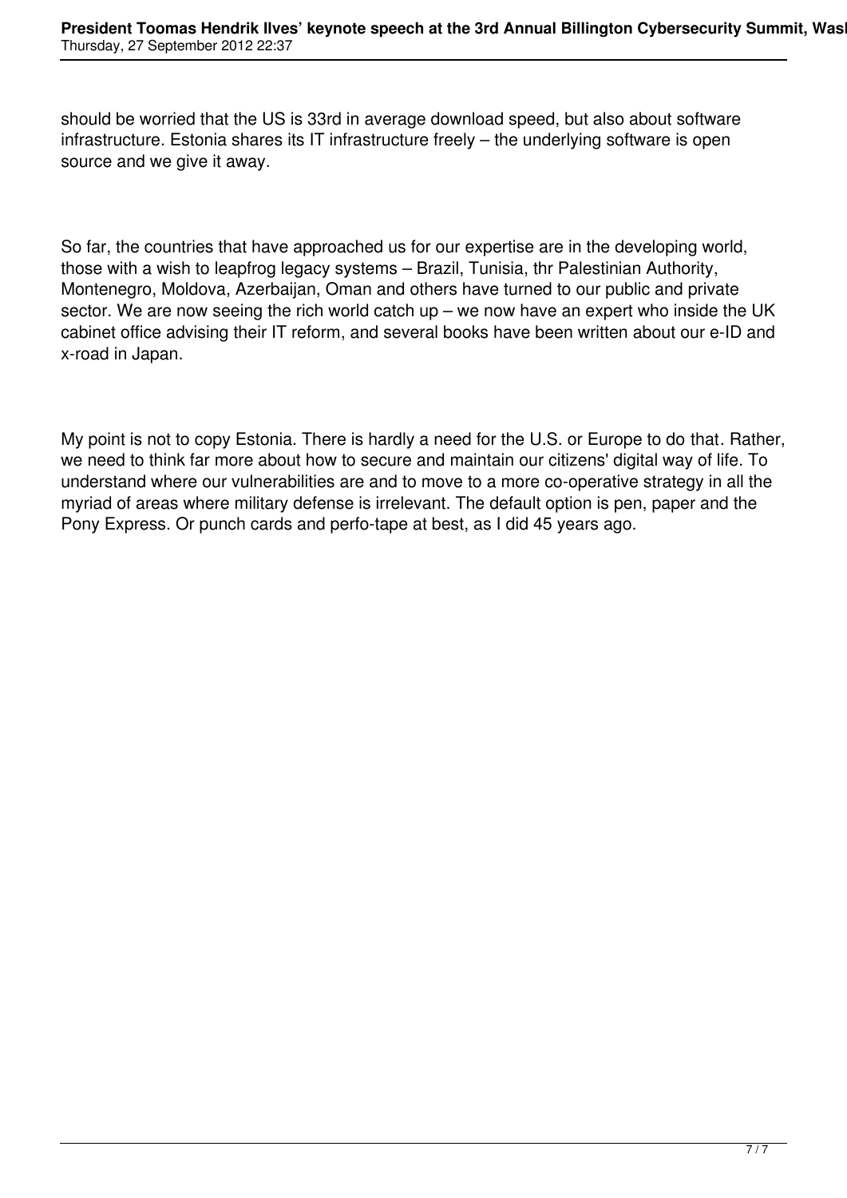should be worried that the US is 33rd in average download speed, but also about software infrastructure. Estonia shares its IT infrastructure freely – the underlying software is open source and we give it away.

So far, the countries that have approached us for our expertise are in the developing world, those with a wish to leapfrog legacy systems – Brazil, Tunisia, thr Palestinian Authority, Montenegro, Moldova, Azerbaijan, Oman and others have turned to our public and private sector. We are now seeing the rich world catch up – we now have an expert who inside the UK cabinet office advising their IT reform, and several books have been written about our e-ID and x-road in Japan.

My point is not to copy Estonia. There is hardly a need for the U.S. or Europe to do that. Rather, we need to think far more about how to secure and maintain our citizens' digital way of life. To understand where our vulnerabilities are and to move to a more co-operative strategy in all the myriad of areas where military defense is irrelevant. The default option is pen, paper and the Pony Express. Or punch cards and perfo-tape at best, as I did 45 years ago.